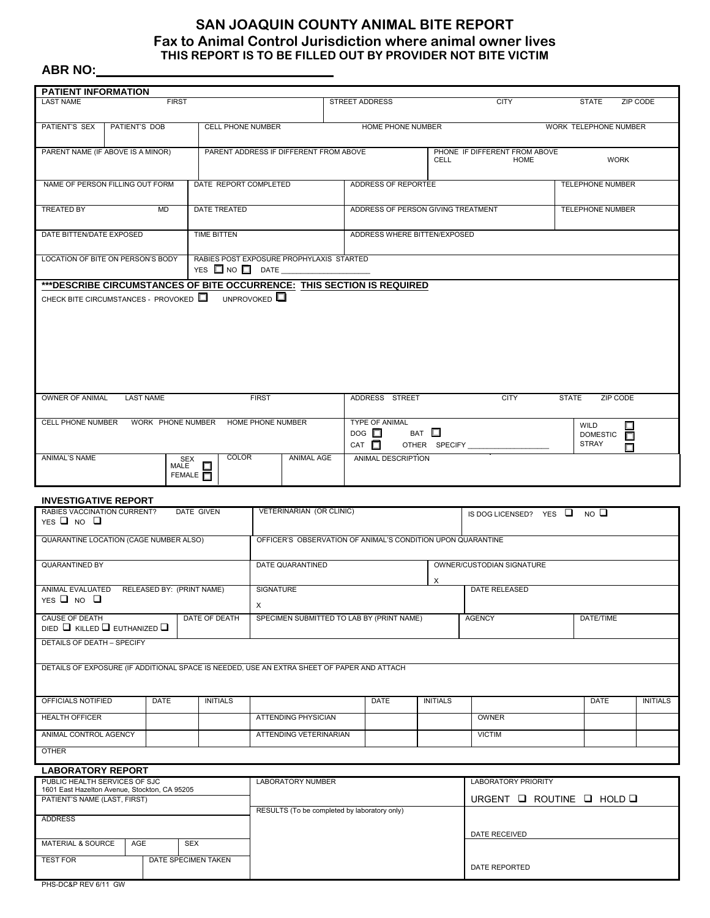# SAN JOAQUIN COUNTY ANIMAL BITE REPORT

## Fax to Animal Control Jurisdiction where animal owner lives

**THIS REPORT IS TO BE FILLED OUT BY PROVIDER NOT BITE VICTIM**

**ABR NO:** ______________________________

### PATIENT INFORMATION

| LAST NAME | FIRST | STREET ADDRESS | CITY | STATE | ZIP CODE |
|---|---|---|---|---|---|
| | | | | | |

| PATIENT'S SEX | PATIENT'S DOB | CELL PHONE NUMBER | HOME PHONE NUMBER | WORK TELEPHONE NUMBER |
|---|---|---|---|---|
| | | | | |

| PARENT NAME (IF ABOVE IS A MINOR) | PARENT ADDRESS IF DIFFERENT FROM ABOVE | PHONE IF DIFFERENT FROM ABOVE CELL | HOME | WORK |
|---|---|---|---|---|
| | | | | |

| NAME OF PERSON FILLING OUT FORM | DATE REPORT COMPLETED | ADDRESS OF REPORTEE | TELEPHONE NUMBER |
|---|---|---|---|
| | | | |

| TREATED BY MD | DATE TREATED | ADDRESS OF PERSON GIVING TREATMENT | TELEPHONE NUMBER |
|---|---|---|---|
| | | | |

| DATE BITTEN/DATE EXPOSED | TIME BITTEN | ADDRESS WHERE BITTEN/EXPOSED |
|---|---|---|
| | | |

| LOCATION OF BITE ON PERSON'S BODY | RABIES POST EXPOSURE PROPHYLAXIS STARTED YES ☐ NO ☐ DATE ____________________ |
|---|---|
| | |

**\*\*\*DESCRIBE CIRCUMSTANCES OF BITE OCCURRENCE: THIS SECTION IS REQUIRED**

CHECK BITE CIRCUMSTANCES - PROVOKED ☐ UNPROVOKED ☐

| OWNER OF ANIMAL LAST NAME | FIRST | ADDRESS STREET | CITY | STATE | ZIP CODE |
|---|---|---|---|---|---|
| | | | | | |

| CELL PHONE NUMBER | WORK PHONE NUMBER | HOME PHONE NUMBER | TYPE OF ANIMAL DOG ☐ BAT ☐ CAT ☐ OTHER SPECIFY ____________________ | WILD ☐ DOMESTIC ☐ STRAY ☐ |
|---|---|---|---|---|
| | | | | |

| ANIMAL'S NAME | SEX MALE ☐ FEMALE ☐ | COLOR | ANIMAL AGE | ANIMAL DESCRIPTION |
|---|---|---|---|---|
| | | | | |

### INVESTIGATIVE REPORT

| RABIES VACCINATION CURRENT? YES ☐ NO ☐ | DATE GIVEN | VETERINARIAN (OR CLINIC) | IS DOG LICENSED? YES ☐ NO ☐ |
|---|---|---|---|
| | | | |

| QUARANTINE LOCATION (CAGE NUMBER ALSO) | OFFICER'S OBSERVATION OF ANIMAL'S CONDITION UPON QUARANTINE |
|---|---|
| | |

| QUARANTINED BY | DATE QUARANTINED | OWNER/CUSTODIAN SIGNATURE |
|---|---|---|
| | | X |

| ANIMAL EVALUATED YES ☐ NO ☐ | RELEASED BY: (PRINT NAME) | SIGNATURE | DATE RELEASED |
|---|---|---|---|
| | | X | |

| CAUSE OF DEATH DIED ☐ KILLED ☐ EUTHANIZED ☐ | DATE OF DEATH | SPECIMEN SUBMITTED TO LAB BY (PRINT NAME) | AGENCY | DATE/TIME |
|---|---|---|---|---|
| | | | | |

DETAILS OF DEATH – SPECIFY

DETAILS OF EXPOSURE (IF ADDITIONAL SPACE IS NEEDED, USE AN EXTRA SHEET OF PAPER AND ATTACH

| OFFICIALS NOTIFIED | DATE | INITIALS | | DATE | INITIALS | | DATE | INITIALS |
|---|---|---|---|---|---|---|---|---|
| HEALTH OFFICER | | | ATTENDING PHYSICIAN | | | OWNER | | |
| ANIMAL CONTROL AGENCY | | | ATTENDING VETERINARIAN | | | VICTIM | | |
| OTHER | | | | | | | | |

### LABORATORY REPORT

| PUBLIC HEALTH SERVICES OF SJC 1601 East Hazelton Avenue, Stockton, CA 95205 | | | LABORATORY NUMBER | LABORATORY PRIORITY URGENT ☐ ROUTINE ☐ HOLD ☐ |
|---|---|---|---|---|
| PATIENT'S NAME (LAST, FIRST) | | | RESULTS (To be completed by laboratory only) | |
| ADDRESS | | | | DATE RECEIVED |
| MATERIAL & SOURCE | AGE | SEX | | |
| TEST FOR | DATE SPECIMEN TAKEN | | | DATE REPORTED |

PHS-DC&P REV 6/11 GW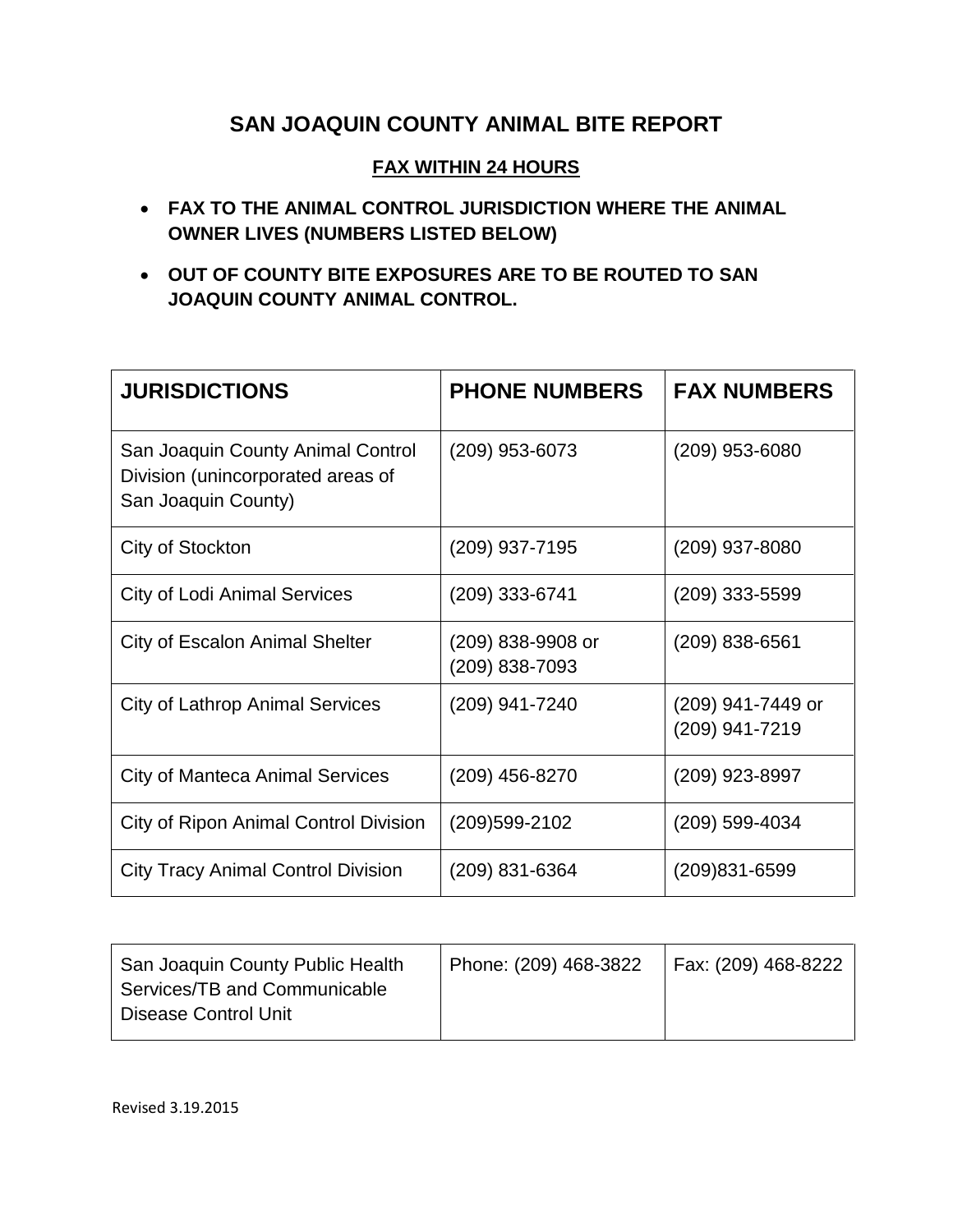# SAN JOAQUIN COUNTY ANIMAL BITE REPORT

**FAX WITHIN 24 HOURS**

- **FAX TO THE ANIMAL CONTROL JURISDICTION WHERE THE ANIMAL OWNER LIVES (NUMBERS LISTED BELOW)**
- **OUT OF COUNTY BITE EXPOSURES ARE TO BE ROUTED TO SAN JOAQUIN COUNTY ANIMAL CONTROL.**

| JURISDICTIONS | PHONE NUMBERS | FAX NUMBERS |
|---|---|---|
| San Joaquin County Animal Control Division (unincorporated areas of San Joaquin County) | (209) 953-6073 | (209) 953-6080 |
| City of Stockton | (209) 937-7195 | (209) 937-8080 |
| City of Lodi Animal Services | (209) 333-6741 | (209) 333-5599 |
| City of Escalon Animal Shelter | (209) 838-9908 or (209) 838-7093 | (209) 838-6561 |
| City of Lathrop Animal Services | (209) 941-7240 | (209) 941-7449 or (209) 941-7219 |
| City of Manteca Animal Services | (209) 456-8270 | (209) 923-8997 |
| City of Ripon Animal Control Division | (209)599-2102 | (209) 599-4034 |
| City Tracy Animal Control Division | (209) 831-6364 | (209)831-6599 |

| | | |
|---|---|---|
| San Joaquin County Public Health Services/TB and Communicable Disease Control Unit | Phone: (209) 468-3822 | Fax: (209) 468-8222 |

Revised 3.19.2015